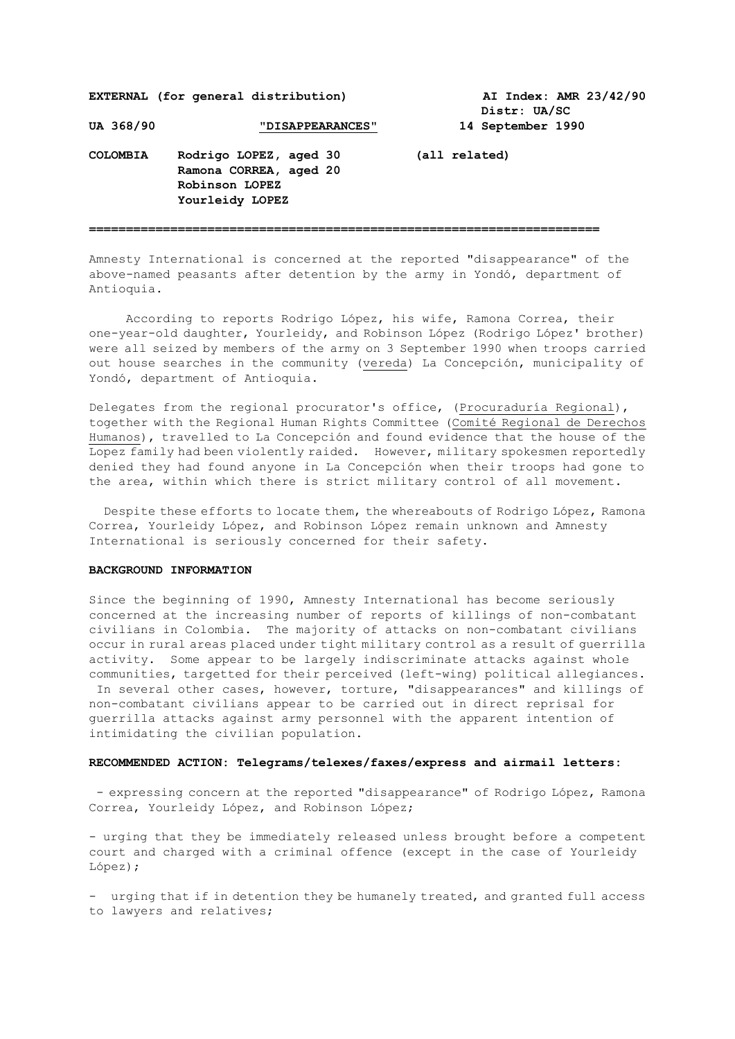**EXTERNAL (for general distribution)** **AI Index: AMR 23/42/90**
**Distr: UA/SC**

**UA 368/90** **"DISAPPEARANCES"** **14 September 1990**

**COLOMBIA** **Rodrigo LOPEZ, aged 30** **(all related)**
**Ramona CORREA, aged 20**
**Robinson LOPEZ**
**Yourleidy LOPEZ**

---

Amnesty International is concerned at the reported "disappearance" of the above-named peasants after detention by the army in Yondó, department of Antioquia.

According to reports Rodrigo López, his wife, Ramona Correa, their one-year-old daughter, Yourleidy, and Robinson López (Rodrigo López' brother) were all seized by members of the army on 3 September 1990 when troops carried out house searches in the community (vereda) La Concepción, municipality of Yondó, department of Antioquia.

Delegates from the regional procurator's office, (Procuraduría Regional), together with the Regional Human Rights Committee (Comité Regional de Derechos Humanos), travelled to La Concepción and found evidence that the house of the Lopez family had been violently raided. However, military spokesmen reportedly denied they had found anyone in La Concepción when their troops had gone to the area, within which there is strict military control of all movement.

Despite these efforts to locate them, the whereabouts of Rodrigo López, Ramona Correa, Yourleidy López, and Robinson López remain unknown and Amnesty International is seriously concerned for their safety.

**BACKGROUND INFORMATION**

Since the beginning of 1990, Amnesty International has become seriously concerned at the increasing number of reports of killings of non-combatant civilians in Colombia. The majority of attacks on non-combatant civilians occur in rural areas placed under tight military control as a result of guerrilla activity. Some appear to be largely indiscriminate attacks against whole communities, targetted for their perceived (left-wing) political allegiances. In several other cases, however, torture, "disappearances" and killings of non-combatant civilians appear to be carried out in direct reprisal for guerrilla attacks against army personnel with the apparent intention of intimidating the civilian population.

**RECOMMENDED ACTION: Telegrams/telexes/faxes/express and airmail letters:**

- expressing concern at the reported "disappearance" of Rodrigo López, Ramona Correa, Yourleidy López, and Robinson López;

- urging that they be immediately released unless brought before a competent court and charged with a criminal offence (except in the case of Yourleidy López);

- urging that if in detention they be humanely treated, and granted full access to lawyers and relatives;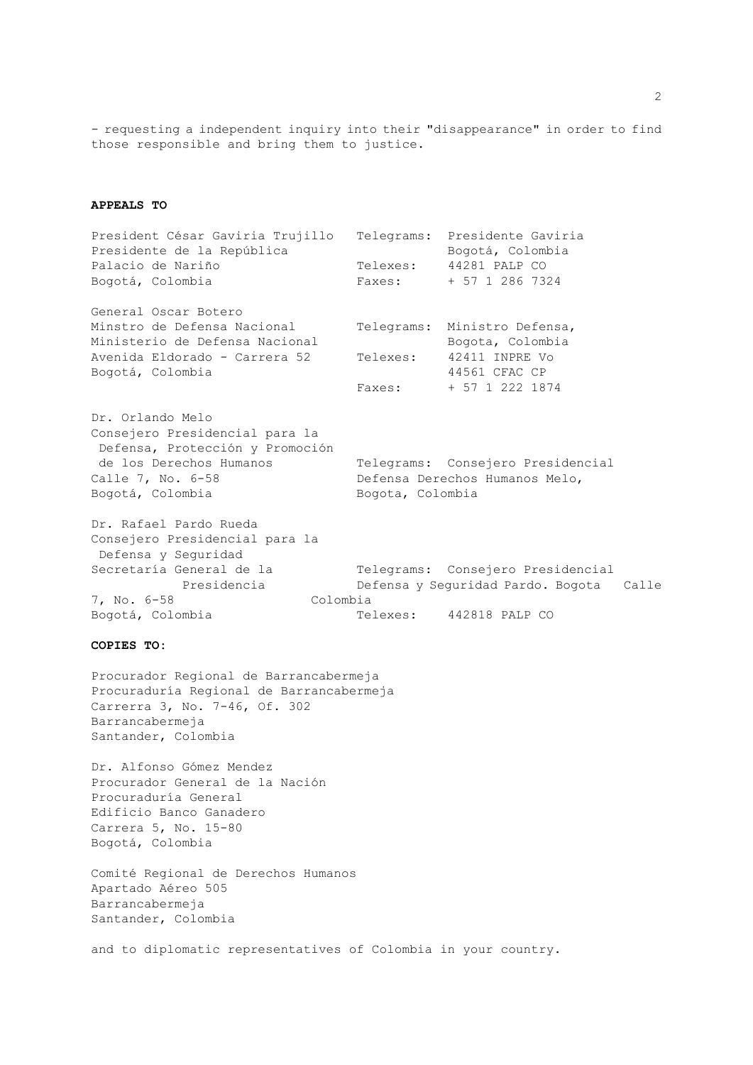- requesting a independent inquiry into their "disappearance" in order to find those responsible and bring them to justice.

**APPEALS TO**

President César Gaviria Trujillo
Presidente de la República
Palacio de Nariño
Bogotá, Colombia

Telegrams: Presidente Gaviria, Bogotá, Colombia
Telexes: 44281 PALP CO
Faxes: + 57 1 286 7324

General Oscar Botero
Minstro de Defensa Nacional
Ministerio de Defensa Nacional
Avenida Eldorado - Carrera 52
Bogotá, Colombia

Telegrams: Ministro Defensa, Bogota, Colombia
Telexes: 42411 INPRE Vo
44561 CFAC CP
Faxes: + 57 1 222 1874

Dr. Orlando Melo
Consejero Presidencial para la Defensa, Protección y Promoción de los Derechos Humanos
Calle 7, No. 6-58
Bogotá, Colombia

Telegrams: Consejero Presidencial Defensa Derechos Humanos Melo, Bogota, Colombia

Dr. Rafael Pardo Rueda
Consejero Presidencial para la Defensa y Seguridad
Secretaría General de la Presidencia
Calle 7, No. 6-58
Bogotá, Colombia

Telegrams: Consejero Presidencial Defensa y Seguridad Pardo. Bogota Colombia
Telexes: 442818 PALP CO

**COPIES TO:**

Procurador Regional de Barrancabermeja
Procuraduría Regional de Barrancabermeja
Carrerra 3, No. 7-46, Of. 302
Barrancabermeja
Santander, Colombia

Dr. Alfonso Gómez Mendez
Procurador General de la Nación
Procuraduría General
Edificio Banco Ganadero
Carrera 5, No. 15-80
Bogotá, Colombia

Comité Regional de Derechos Humanos
Apartado Aéreo 505
Barrancabermeja
Santander, Colombia

and to diplomatic representatives of Colombia in your country.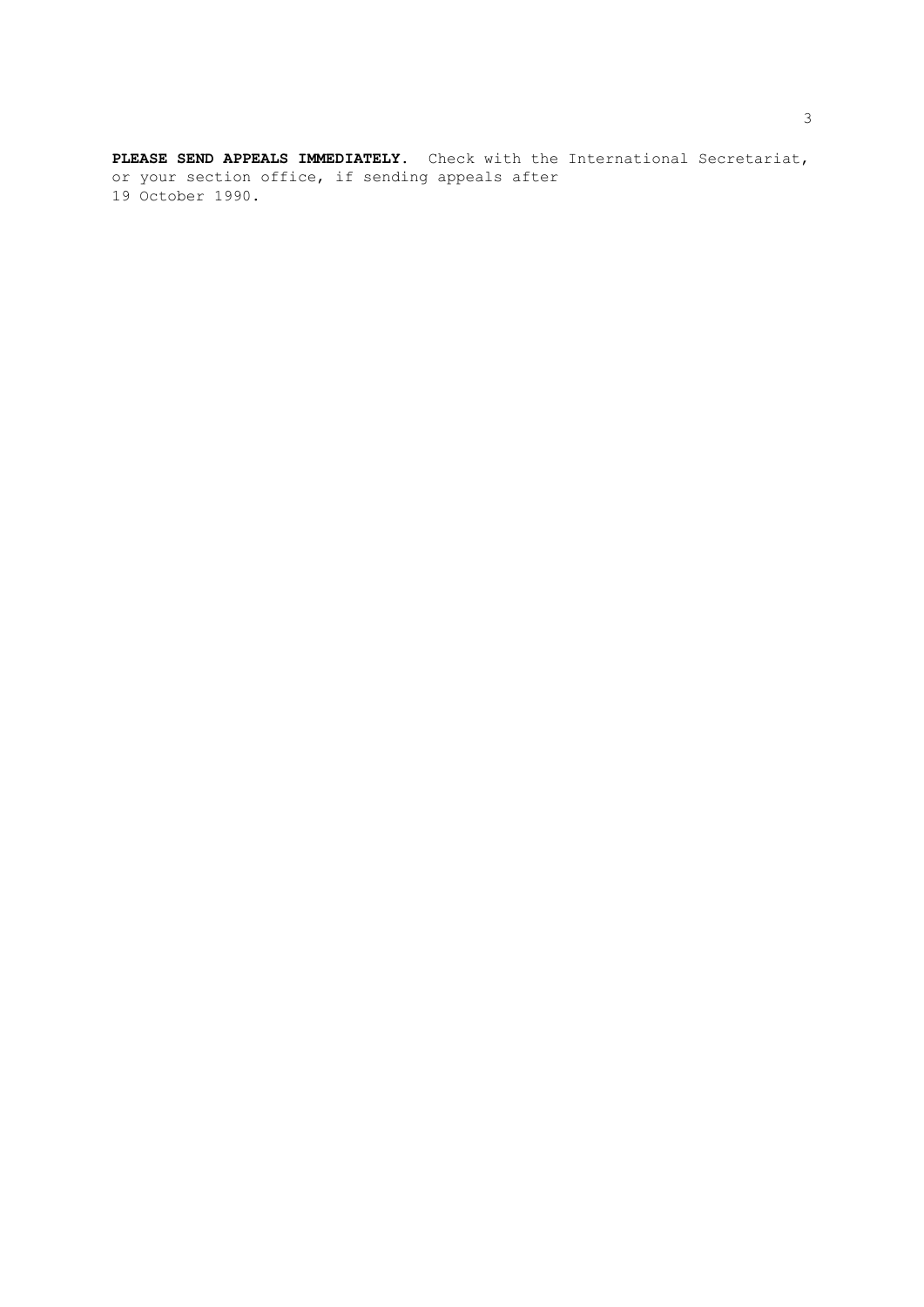**PLEASE SEND APPEALS IMMEDIATELY.** Check with the International Secretariat, or your section office, if sending appeals after 19 October 1990.